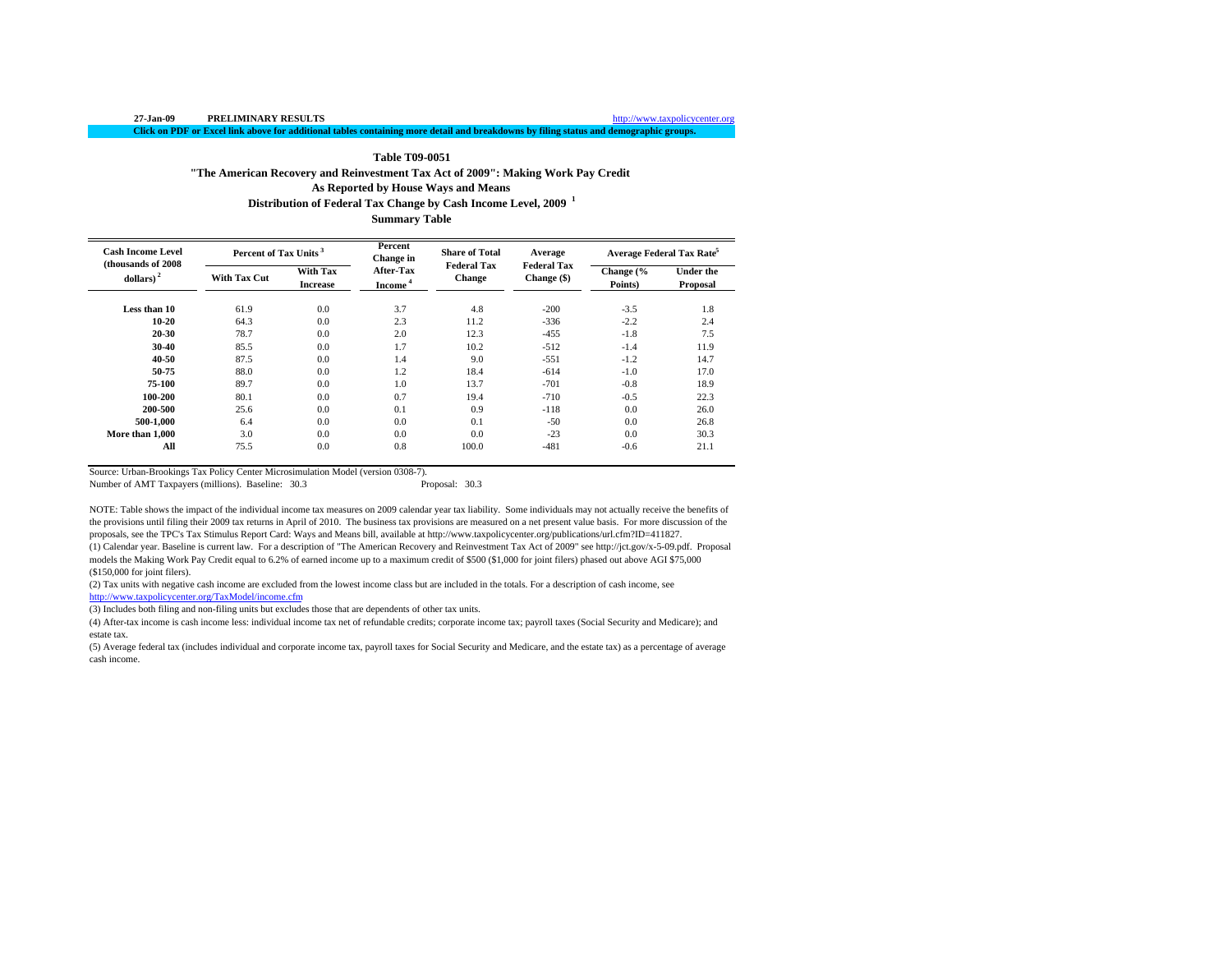27-Jan-09 **PRELIMINARY RESULTS** http://www.taxpolicycenter.org

**Click on PDF or Excel link above for additional tables containing more detail and breakdowns by filing status and demographic groups.**

### Table T09-0051
### "The American Recovery and Reinvestment Tax Act of 2009": Making Work Pay Credit
### As Reported by House Ways and Means
### Distribution of Federal Tax Change by Cash Income Level, 2009 [1]
### Summary Table

| Cash Income Level (thousands of 2008 dollars) [2] | Percent of Tax Units [3] | | Percent Change in After-Tax Income [4] | Share of Total Federal Tax Change | Average Federal Tax Change ($) | Average Federal Tax Rate[5] | |
|---|---|---|---|---|---|---|---|
| | With Tax Cut | With Tax Increase | | | | Change (% Points) | Under the Proposal |
| Less than 10 | 61.9 | 0.0 | 3.7 | 4.8 | -200 | -3.5 | 1.8 |
| 10-20 | 64.3 | 0.0 | 2.3 | 11.2 | -336 | -2.2 | 2.4 |
| 20-30 | 78.7 | 0.0 | 2.0 | 12.3 | -455 | -1.8 | 7.5 |
| 30-40 | 85.5 | 0.0 | 1.7 | 10.2 | -512 | -1.4 | 11.9 |
| 40-50 | 87.5 | 0.0 | 1.4 | 9.0 | -551 | -1.2 | 14.7 |
| 50-75 | 88.0 | 0.0 | 1.2 | 18.4 | -614 | -1.0 | 17.0 |
| 75-100 | 89.7 | 0.0 | 1.0 | 13.7 | -701 | -0.8 | 18.9 |
| 100-200 | 80.1 | 0.0 | 0.7 | 19.4 | -710 | -0.5 | 22.3 |
| 200-500 | 25.6 | 0.0 | 0.1 | 0.9 | -118 | 0.0 | 26.0 |
| 500-1,000 | 6.4 | 0.0 | 0.0 | 0.1 | -50 | 0.0 | 26.8 |
| More than 1,000 | 3.0 | 0.0 | 0.0 | 0.0 | -23 | 0.0 | 30.3 |
| All | 75.5 | 0.0 | 0.8 | 100.0 | -481 | -0.6 | 21.1 |

Source: Urban-Brookings Tax Policy Center Microsimulation Model (version 0308-7).

Number of AMT Taxpayers (millions). Baseline: 30.3 Proposal: 30.3

NOTE: Table shows the impact of the individual income tax measures on 2009 calendar year tax liability. Some individuals may not actually receive the benefits of the provisions until filing their 2009 tax returns in April of 2010. The business tax provisions are measured on a net present value basis. For more discussion of the proposals, see the TPC's Tax Stimulus Report Card: Ways and Means bill, available at http://www.taxpolicycenter.org/publications/url.cfm?ID=411827.

(1) Calendar year. Baseline is current law. For a description of "The American Recovery and Reinvestment Tax Act of 2009" see http://jct.gov/x-5-09.pdf. Proposal models the Making Work Pay Credit equal to 6.2% of earned income up to a maximum credit of $500 ($1,000 for joint filers) phased out above AGI $75,000 ($150,000 for joint filers).

(2) Tax units with negative cash income are excluded from the lowest income class but are included in the totals. For a description of cash income, see http://www.taxpolicycenter.org/TaxModel/income.cfm

(3) Includes both filing and non-filing units but excludes those that are dependents of other tax units.

(4) After-tax income is cash income less: individual income tax net of refundable credits; corporate income tax; payroll taxes (Social Security and Medicare); and estate tax.

(5) Average federal tax (includes individual and corporate income tax, payroll taxes for Social Security and Medicare, and the estate tax) as a percentage of average cash income.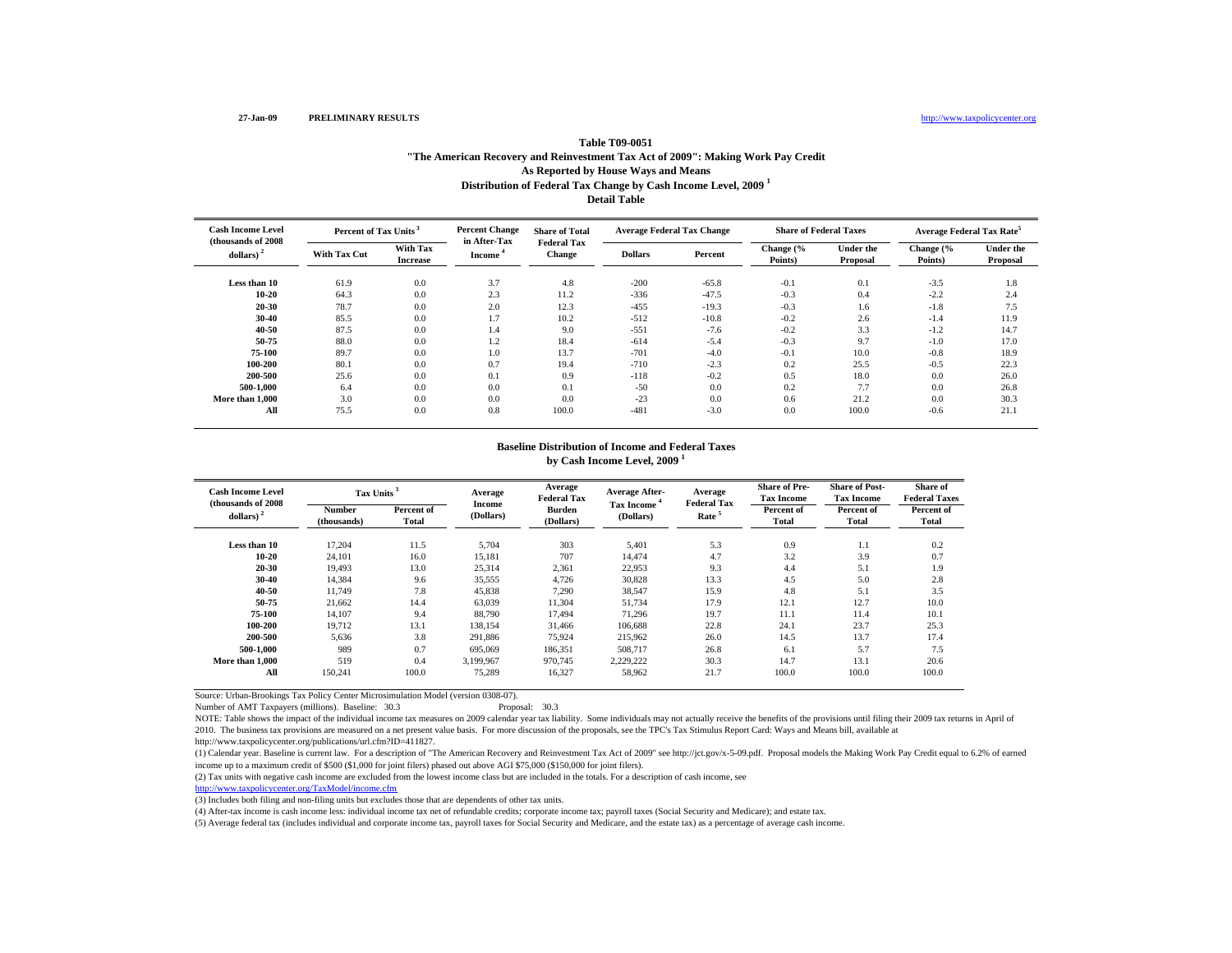27-Jan-09 **PRELIMINARY RESULTS** http://www.taxpolicycenter.org

## Table T09-0051
### "The American Recovery and Reinvestment Tax Act of 2009": Making Work Pay Credit
### As Reported by House Ways and Means
### Distribution of Federal Tax Change by Cash Income Level, 2009 [1]
### Detail Table

| Cash Income Level (thousands of 2008 dollars) [2] | Percent of Tax Units [3] | | Percent Change in After-Tax Income [4] | Share of Total Federal Tax Change | Average Federal Tax Change | | Share of Federal Taxes | | Average Federal Tax Rate [5] | |
|---|---|---|---|---|---|---|---|---|---|---|
| | With Tax Cut | With Tax Increase | | | Dollars | Percent | Change (% Points) | Under the Proposal | Change (% Points) | Under the Proposal |
| Less than 10 | 61.9 | 0.0 | 3.7 | 4.8 | -200 | -65.8 | -0.1 | 0.1 | -3.5 | 1.8 |
| 10-20 | 64.3 | 0.0 | 2.3 | 11.2 | -336 | -47.5 | -0.3 | 0.4 | -2.2 | 2.4 |
| 20-30 | 78.7 | 0.0 | 2.0 | 12.3 | -455 | -19.3 | -0.3 | 1.6 | -1.8 | 7.5 |
| 30-40 | 85.5 | 0.0 | 1.7 | 10.2 | -512 | -10.8 | -0.2 | 2.6 | -1.4 | 11.9 |
| 40-50 | 87.5 | 0.0 | 1.4 | 9.0 | -551 | -7.6 | -0.2 | 3.3 | -1.2 | 14.7 |
| 50-75 | 88.0 | 0.0 | 1.2 | 18.4 | -614 | -5.4 | -0.3 | 9.7 | -1.0 | 17.0 |
| 75-100 | 89.7 | 0.0 | 1.0 | 13.7 | -701 | -4.0 | -0.1 | 10.0 | -0.8 | 18.9 |
| 100-200 | 80.1 | 0.0 | 0.7 | 19.4 | -710 | -2.3 | 0.2 | 25.5 | -0.5 | 22.3 |
| 200-500 | 25.6 | 0.0 | 0.1 | 0.9 | -118 | -0.2 | 0.5 | 18.0 | 0.0 | 26.0 |
| 500-1,000 | 6.4 | 0.0 | 0.0 | 0.1 | -50 | 0.0 | 0.2 | 7.7 | 0.0 | 26.8 |
| More than 1,000 | 3.0 | 0.0 | 0.0 | 0.0 | -23 | 0.0 | 0.6 | 21.2 | 0.0 | 30.3 |
| All | 75.5 | 0.0 | 0.8 | 100.0 | -481 | -3.0 | 0.0 | 100.0 | -0.6 | 21.1 |

### Baseline Distribution of Income and Federal Taxes by Cash Income Level, 2009 [1]

| Cash Income Level (thousands of 2008 dollars) [2] | Tax Units [3] | | Average Income (Dollars) | Average Federal Tax Burden (Dollars) | Average After-Tax Income [4] (Dollars) | Average Federal Tax Rate [5] | Share of Pre-Tax Income | Share of Post-Tax Income | Share of Federal Taxes |
|---|---|---|---|---|---|---|---|---|---|
| | Number (thousands) | Percent of Total | | | | | Percent of Total | Percent of Total | Percent of Total |
| Less than 10 | 17,204 | 11.5 | 5,704 | 303 | 5,401 | 5.3 | 0.9 | 1.1 | 0.2 |
| 10-20 | 24,101 | 16.0 | 15,181 | 707 | 14,474 | 4.7 | 3.2 | 3.9 | 0.7 |
| 20-30 | 19,493 | 13.0 | 25,314 | 2,361 | 22,953 | 9.3 | 4.4 | 5.1 | 1.9 |
| 30-40 | 14,384 | 9.6 | 35,555 | 4,726 | 30,828 | 13.3 | 4.5 | 5.0 | 2.8 |
| 40-50 | 11,749 | 7.8 | 45,838 | 7,290 | 38,547 | 15.9 | 4.8 | 5.1 | 3.5 |
| 50-75 | 21,662 | 14.4 | 63,039 | 11,304 | 51,734 | 17.9 | 12.1 | 12.7 | 10.0 |
| 75-100 | 14,107 | 9.4 | 88,790 | 17,494 | 71,296 | 19.7 | 11.1 | 11.4 | 10.1 |
| 100-200 | 19,712 | 13.1 | 138,154 | 31,466 | 106,688 | 22.8 | 24.1 | 23.7 | 25.3 |
| 200-500 | 5,636 | 3.8 | 291,886 | 75,924 | 215,962 | 26.0 | 14.5 | 13.7 | 17.4 |
| 500-1,000 | 989 | 0.7 | 695,069 | 186,351 | 508,717 | 26.8 | 6.1 | 5.7 | 7.5 |
| More than 1,000 | 519 | 0.4 | 3,199,967 | 970,745 | 2,229,222 | 30.3 | 14.7 | 13.1 | 20.6 |
| All | 150,241 | 100.0 | 75,289 | 16,327 | 58,962 | 21.7 | 100.0 | 100.0 | 100.0 |

Source: Urban-Brookings Tax Policy Center Microsimulation Model (version 0308-07).

Number of AMT Taxpayers (millions). Baseline: 30.3 Proposal: 30.3

NOTE: Table shows the impact of the individual income tax measures on 2009 calendar year tax liability. Some individuals may not actually receive the benefits of the provisions until filing their 2009 tax returns in April of 2010. The business tax provisions are measured on a net present value basis. For more discussion of the proposals, see the TPC's Tax Stimulus Report Card: Ways and Means bill, available at http://www.taxpolicycenter.org/publications/url.cfm?ID=411827.

(1) Calendar year. Baseline is current law. For a description of "The American Recovery and Reinvestment Tax Act of 2009" see http://jct.gov/x-5-09.pdf. Proposal models the Making Work Pay Credit equal to 6.2% of earned income up to a maximum credit of $500 ($1,000 for joint filers) phased out above AGI $75,000 ($150,000 for joint filers).

(2) Tax units with negative cash income are excluded from the lowest income class but are included in the totals. For a description of cash income, see http://www.taxpolicycenter.org/TaxModel/income.cfm

(3) Includes both filing and non-filing units but excludes those that are dependents of other tax units.

(4) After-tax income is cash income less: individual income tax net of refundable credits; corporate income tax; payroll taxes (Social Security and Medicare); and estate tax.

(5) Average federal tax (includes individual and corporate income tax, payroll taxes for Social Security and Medicare, and the estate tax) as a percentage of average cash income.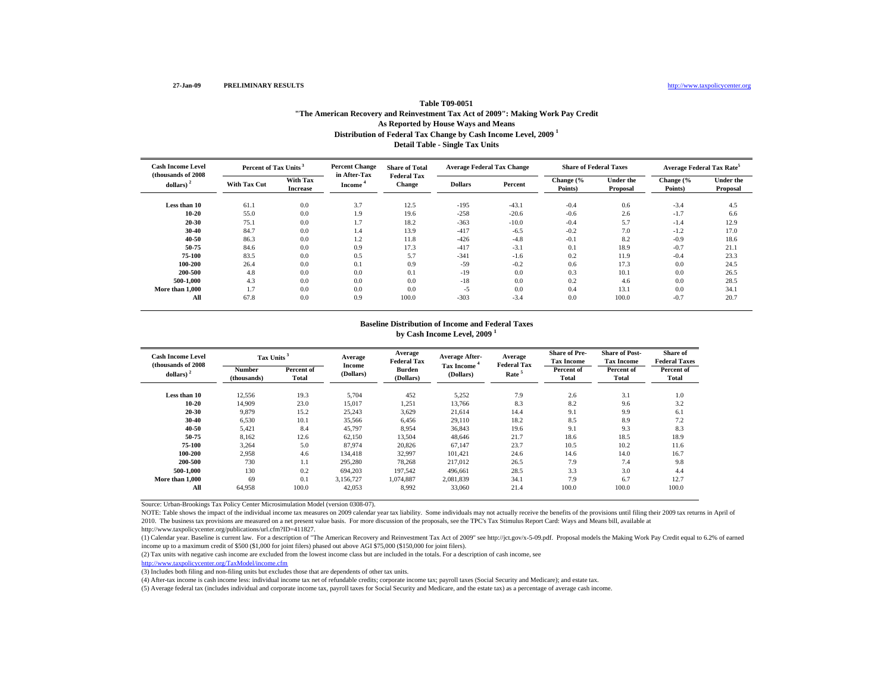27-Jan-09 **PRELIMINARY RESULTS** http://www.taxpolicycenter.org

### Table T09-0051
### "The American Recovery and Reinvestment Tax Act of 2009": Making Work Pay Credit
### As Reported by House Ways and Means
### Distribution of Federal Tax Change by Cash Income Level, 2009 [1]
### Detail Table - Single Tax Units

| Cash Income Level (thousands of 2008 dollars) [2] | Percent of Tax Units [3] | | Percent Change in After-Tax Income [4] | Share of Total Federal Tax Change | Average Federal Tax Change | | Share of Federal Taxes | | Average Federal Tax Rate[5] | |
|---|---|---|---|---|---|---|---|---|---|---|
| | With Tax Cut | With Tax Increase | | | Dollars | Percent | Change (% Points) | Under the Proposal | Change (% Points) | Under the Proposal |
| Less than 10 | 61.1 | 0.0 | 3.7 | 12.5 | -195 | -43.1 | -0.4 | 0.6 | -3.4 | 4.5 |
| 10-20 | 55.0 | 0.0 | 1.9 | 19.6 | -258 | -20.6 | -0.6 | 2.6 | -1.7 | 6.6 |
| 20-30 | 75.1 | 0.0 | 1.7 | 18.2 | -363 | -10.0 | -0.4 | 5.7 | -1.4 | 12.9 |
| 30-40 | 84.7 | 0.0 | 1.4 | 13.9 | -417 | -6.5 | -0.2 | 7.0 | -1.2 | 17.0 |
| 40-50 | 86.3 | 0.0 | 1.2 | 11.8 | -426 | -4.8 | -0.1 | 8.2 | -0.9 | 18.6 |
| 50-75 | 84.6 | 0.0 | 0.9 | 17.3 | -417 | -3.1 | 0.1 | 18.9 | -0.7 | 21.1 |
| 75-100 | 83.5 | 0.0 | 0.5 | 5.7 | -341 | -1.6 | 0.2 | 11.9 | -0.4 | 23.3 |
| 100-200 | 26.4 | 0.0 | 0.1 | 0.9 | -59 | -0.2 | 0.6 | 17.3 | 0.0 | 24.5 |
| 200-500 | 4.8 | 0.0 | 0.0 | 0.1 | -19 | 0.0 | 0.3 | 10.1 | 0.0 | 26.5 |
| 500-1,000 | 4.3 | 0.0 | 0.0 | 0.0 | -18 | 0.0 | 0.2 | 4.6 | 0.0 | 28.5 |
| More than 1,000 | 1.7 | 0.0 | 0.0 | 0.0 | -5 | 0.0 | 0.4 | 13.1 | 0.0 | 34.1 |
| All | 67.8 | 0.0 | 0.9 | 100.0 | -303 | -3.4 | 0.0 | 100.0 | -0.7 | 20.7 |

### Baseline Distribution of Income and Federal Taxes
### by Cash Income Level, 2009 [1]

| Cash Income Level (thousands of 2008 dollars) [2] | Tax Units [3] | | Average Income (Dollars) | Average Federal Tax Burden (Dollars) | Average After-Tax Income [4] (Dollars) | Average Federal Tax Rate [5] | Share of Pre-Tax Income | Share of Post-Tax Income | Share of Federal Taxes |
|---|---|---|---|---|---|---|---|---|---|
| | Number (thousands) | Percent of Total | | | | | Percent of Total | Percent of Total | Percent of Total |
| Less than 10 | 12,556 | 19.3 | 5,704 | 452 | 5,252 | 7.9 | 2.6 | 3.1 | 1.0 |
| 10-20 | 14,909 | 23.0 | 15,017 | 1,251 | 13,766 | 8.3 | 8.2 | 9.6 | 3.2 |
| 20-30 | 9,879 | 15.2 | 25,243 | 3,629 | 21,614 | 14.4 | 9.1 | 9.9 | 6.1 |
| 30-40 | 6,530 | 10.1 | 35,566 | 6,456 | 29,110 | 18.2 | 8.5 | 8.9 | 7.2 |
| 40-50 | 5,421 | 8.4 | 45,797 | 8,954 | 36,843 | 19.6 | 9.1 | 9.3 | 8.3 |
| 50-75 | 8,162 | 12.6 | 62,150 | 13,504 | 48,646 | 21.7 | 18.6 | 18.5 | 18.9 |
| 75-100 | 3,264 | 5.0 | 87,974 | 20,826 | 67,147 | 23.7 | 10.5 | 10.2 | 11.6 |
| 100-200 | 2,958 | 4.6 | 134,418 | 32,997 | 101,421 | 24.6 | 14.6 | 14.0 | 16.7 |
| 200-500 | 730 | 1.1 | 295,280 | 78,268 | 217,012 | 26.5 | 7.9 | 7.4 | 9.8 |
| 500-1,000 | 130 | 0.2 | 694,203 | 197,542 | 496,661 | 28.5 | 3.3 | 3.0 | 4.4 |
| More than 1,000 | 69 | 0.1 | 3,156,727 | 1,074,887 | 2,081,839 | 34.1 | 7.9 | 6.7 | 12.7 |
| All | 64,958 | 100.0 | 42,053 | 8,992 | 33,060 | 21.4 | 100.0 | 100.0 | 100.0 |

Source: Urban-Brookings Tax Policy Center Microsimulation Model (version 0308-07).

NOTE: Table shows the impact of the individual income tax measures on 2009 calendar year tax liability. Some individuals may not actually receive the benefits of the provisions until filing their 2009 tax returns in April of 2010. The business tax provisions are measured on a net present value basis. For more discussion of the proposals, see the TPC's Tax Stimulus Report Card: Ways and Means bill, available at http://www.taxpolicycenter.org/publications/url.cfm?ID=411827.

(1) Calendar year. Baseline is current law. For a description of "The American Recovery and Reinvestment Tax Act of 2009" see http://jct.gov/x-5-09.pdf. Proposal models the Making Work Pay Credit equal to 6.2% of earned income up to a maximum credit of $500 ($1,000 for joint filers) phased out above AGI $75,000 ($150,000 for joint filers).

(2) Tax units with negative cash income are excluded from the lowest income class but are included in the totals. For a description of cash income, see http://www.taxpolicycenter.org/TaxModel/income.cfm

(3) Includes both filing and non-filing units but excludes those that are dependents of other tax units.

(4) After-tax income is cash income less: individual income tax net of refundable credits; corporate income tax; payroll taxes (Social Security and Medicare); and estate tax.

(5) Average federal tax (includes individual and corporate income tax, payroll taxes for Social Security and Medicare, and the estate tax) as a percentage of average cash income.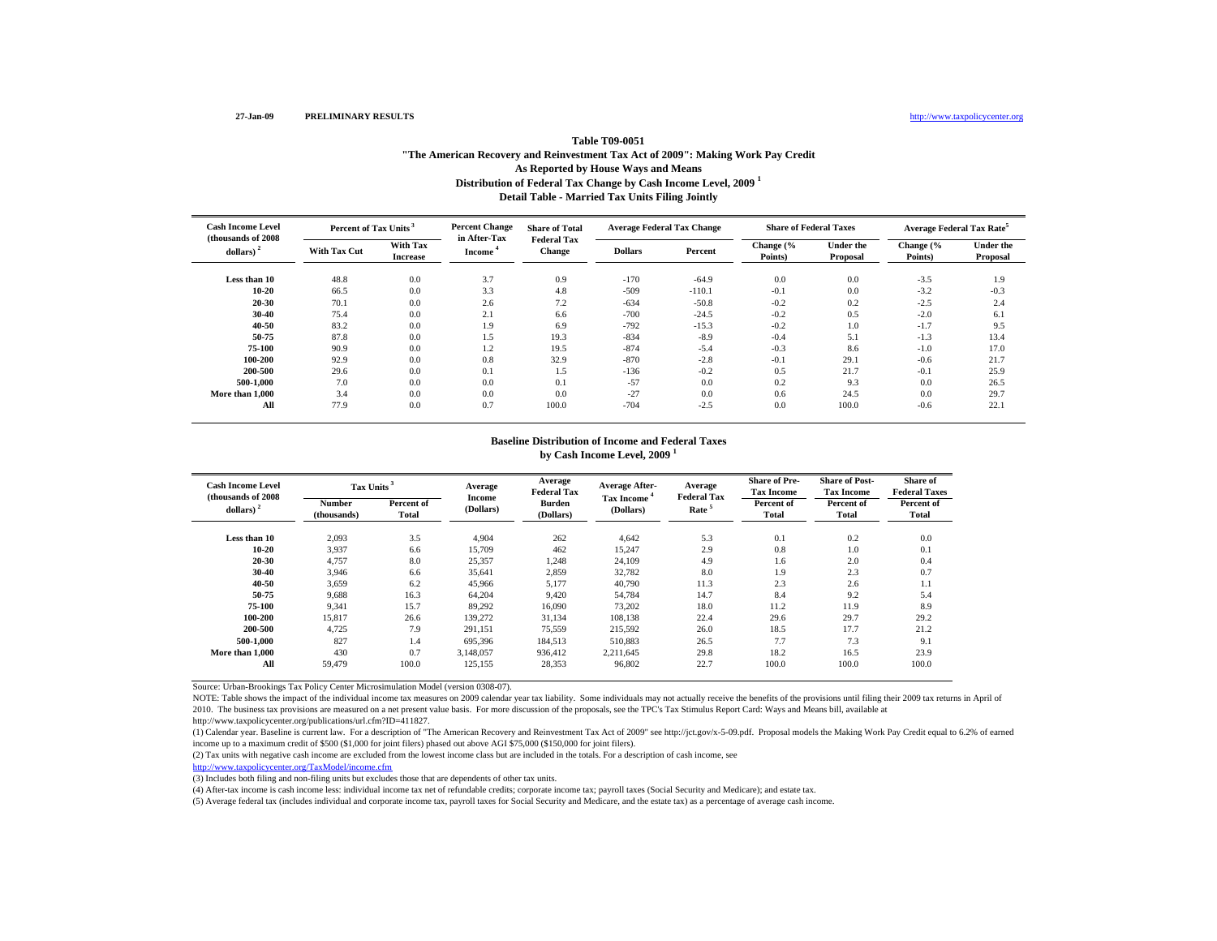27-Jan-09 **PRELIMINARY RESULTS** http://www.taxpolicycenter.org

**Table T09-0051**
**"The American Recovery and Reinvestment Tax Act of 2009": Making Work Pay Credit**
**As Reported by House Ways and Means**
**Distribution of Federal Tax Change by Cash Income Level, 2009 [1]**
**Detail Table - Married Tax Units Filing Jointly**

| Cash Income Level (thousands of 2008 dollars) [2] | Percent of Tax Units [3] | | Percent Change in After-Tax Income [4] | Share of Total Federal Tax Change | Average Federal Tax Change | | Share of Federal Taxes | | Average Federal Tax Rate [5] | |
|---|---|---|---|---|---|---|---|---|---|---|
| | With Tax Cut | With Tax Increase | | | Dollars | Percent | Change (% Points) | Under the Proposal | Change (% Points) | Under the Proposal |
| Less than 10 | 48.8 | 0.0 | 3.7 | 0.9 | -170 | -64.9 | 0.0 | 0.0 | -3.5 | 1.9 |
| 10-20 | 66.5 | 0.0 | 3.3 | 4.8 | -509 | -110.1 | -0.1 | 0.0 | -3.2 | -0.3 |
| 20-30 | 70.1 | 0.0 | 2.6 | 7.2 | -634 | -50.8 | -0.2 | 0.2 | -2.5 | 2.4 |
| 30-40 | 75.4 | 0.0 | 2.1 | 6.6 | -700 | -24.5 | -0.2 | 0.5 | -2.0 | 6.1 |
| 40-50 | 83.2 | 0.0 | 1.9 | 6.9 | -792 | -15.3 | -0.2 | 1.0 | -1.7 | 9.5 |
| 50-75 | 87.8 | 0.0 | 1.5 | 19.3 | -834 | -8.9 | -0.4 | 5.1 | -1.3 | 13.4 |
| 75-100 | 90.9 | 0.0 | 1.2 | 19.5 | -874 | -5.4 | -0.3 | 8.6 | -1.0 | 17.0 |
| 100-200 | 92.9 | 0.0 | 0.8 | 32.9 | -870 | -2.8 | -0.1 | 29.1 | -0.6 | 21.7 |
| 200-500 | 29.6 | 0.0 | 0.1 | 1.5 | -136 | -0.2 | 0.5 | 21.7 | -0.1 | 25.9 |
| 500-1,000 | 7.0 | 0.0 | 0.0 | 0.1 | -57 | 0.0 | 0.2 | 9.3 | 0.0 | 26.5 |
| More than 1,000 | 3.4 | 0.0 | 0.0 | 0.0 | -27 | 0.0 | 0.6 | 24.5 | 0.0 | 29.7 |
| All | 77.9 | 0.0 | 0.7 | 100.0 | -704 | -2.5 | 0.0 | 100.0 | -0.6 | 22.1 |

**Baseline Distribution of Income and Federal Taxes**
**by Cash Income Level, 2009 [1]**

| Cash Income Level (thousands of 2008 dollars) [2] | Tax Units [3] | | Average Income (Dollars) | Average Federal Tax Burden (Dollars) | Average After-Tax Income [4] (Dollars) | Average Federal Tax Rate [5] | Share of Pre-Tax Income | Share of Post-Tax Income | Share of Federal Taxes |
|---|---|---|---|---|---|---|---|---|---|
| | Number (thousands) | Percent of Total | | | | | Percent of Total | Percent of Total | Percent of Total |
| Less than 10 | 2,093 | 3.5 | 4,904 | 262 | 4,642 | 5.3 | 0.1 | 0.2 | 0.0 |
| 10-20 | 3,937 | 6.6 | 15,709 | 462 | 15,247 | 2.9 | 0.8 | 1.0 | 0.1 |
| 20-30 | 4,757 | 8.0 | 25,357 | 1,248 | 24,109 | 4.9 | 1.6 | 2.0 | 0.4 |
| 30-40 | 3,946 | 6.6 | 35,641 | 2,859 | 32,782 | 8.0 | 1.9 | 2.3 | 0.7 |
| 40-50 | 3,659 | 6.2 | 45,966 | 5,177 | 40,790 | 11.3 | 2.3 | 2.6 | 1.1 |
| 50-75 | 9,688 | 16.3 | 64,204 | 9,420 | 54,784 | 14.7 | 8.4 | 9.2 | 5.4 |
| 75-100 | 9,341 | 15.7 | 89,292 | 16,090 | 73,202 | 18.0 | 11.2 | 11.9 | 8.9 |
| 100-200 | 15,817 | 26.6 | 139,272 | 31,134 | 108,138 | 22.4 | 29.6 | 29.7 | 29.2 |
| 200-500 | 4,725 | 7.9 | 291,151 | 75,559 | 215,592 | 26.0 | 18.5 | 17.7 | 21.2 |
| 500-1,000 | 827 | 1.4 | 695,396 | 184,513 | 510,883 | 26.5 | 7.7 | 7.3 | 9.1 |
| More than 1,000 | 430 | 0.7 | 3,148,057 | 936,412 | 2,211,645 | 29.8 | 18.2 | 16.5 | 23.9 |
| All | 59,479 | 100.0 | 125,155 | 28,353 | 96,802 | 22.7 | 100.0 | 100.0 | 100.0 |

Source: Urban-Brookings Tax Policy Center Microsimulation Model (version 0308-07).

NOTE: Table shows the impact of the individual income tax measures on 2009 calendar year tax liability. Some individuals may not actually receive the benefits of the provisions until filing their 2009 tax returns in April of 2010. The business tax provisions are measured on a net present value basis. For more discussion of the proposals, see the TPC's Tax Stimulus Report Card: Ways and Means bill, available at http://www.taxpolicycenter.org/publications/url.cfm?ID=411827.

(1) Calendar year. Baseline is current law. For a description of "The American Recovery and Reinvestment Tax Act of 2009" see http://jct.gov/x-5-09.pdf. Proposal models the Making Work Pay Credit equal to 6.2% of earned income up to a maximum credit of $500 ($1,000 for joint filers) phased out above AGI $75,000 ($150,000 for joint filers).

(2) Tax units with negative cash income are excluded from the lowest income class but are included in the totals. For a description of cash income, see http://www.taxpolicycenter.org/TaxModel/income.cfm

(3) Includes both filing and non-filing units but excludes those that are dependents of other tax units.

(4) After-tax income is cash income less: individual income tax net of refundable credits; corporate income tax; payroll taxes (Social Security and Medicare); and estate tax.

(5) Average federal tax (includes individual and corporate income tax, payroll taxes for Social Security and Medicare, and the estate tax) as a percentage of average cash income.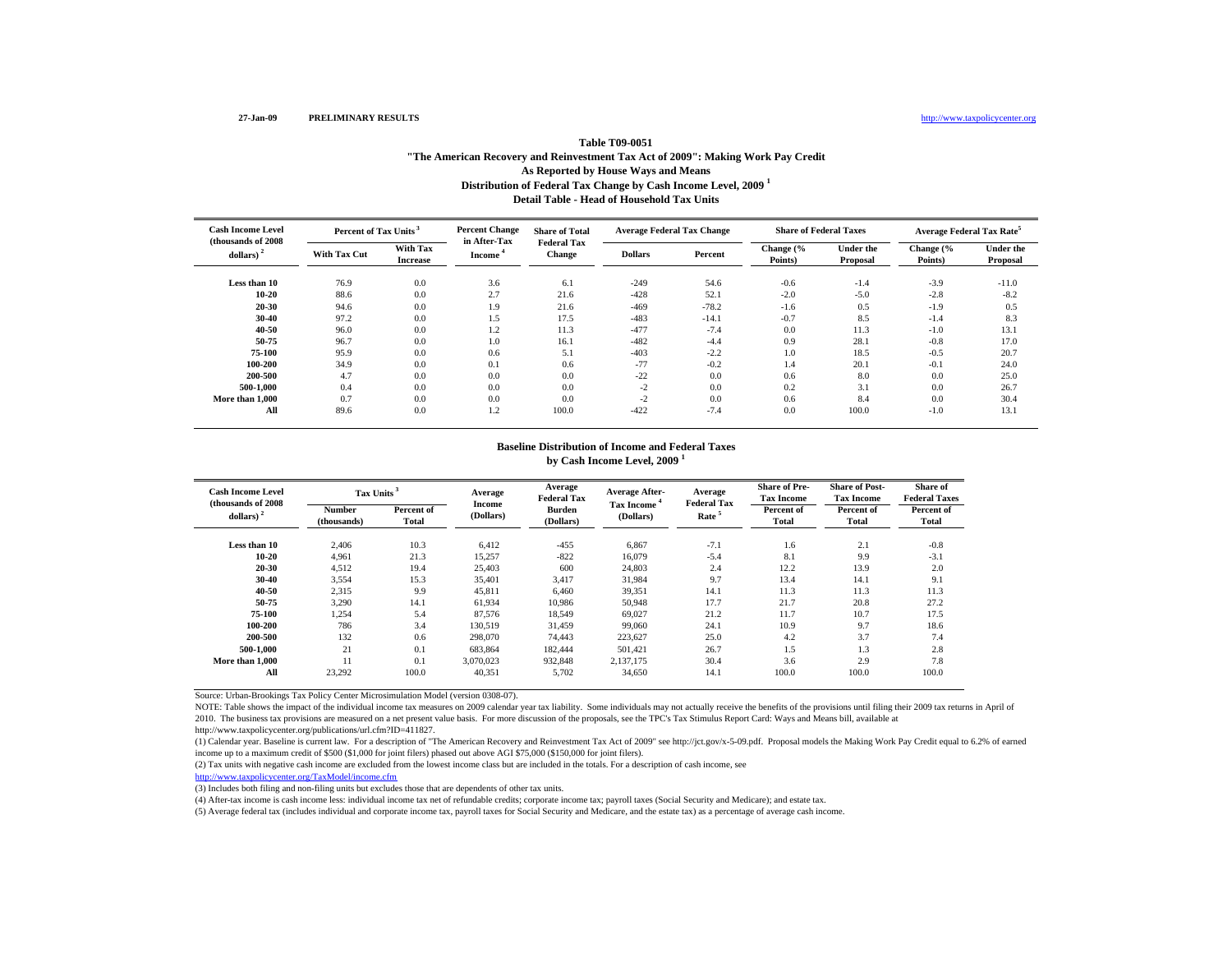27-Jan-09 **PRELIMINARY RESULTS** http://www.taxpolicycenter.org

**Table T09-0051**
**"The American Recovery and Reinvestment Tax Act of 2009": Making Work Pay Credit**
**As Reported by House Ways and Means**
**Distribution of Federal Tax Change by Cash Income Level, 2009 [1]**
**Detail Table - Head of Household Tax Units**

| Cash Income Level (thousands of 2008 dollars) [2] | Percent of Tax Units [3] | | Percent Change in After-Tax Income [4] | Share of Total Federal Tax Change | Average Federal Tax Change | | Share of Federal Taxes | | Average Federal Tax Rate[5] | |
|---|---|---|---|---|---|---|---|---|---|---|
| | With Tax Cut | With Tax Increase | | | Dollars | Percent | Change (% Points) | Under the Proposal | Change (% Points) | Under the Proposal |
| Less than 10 | 76.9 | 0.0 | 3.6 | 6.1 | -249 | 54.6 | -0.6 | -1.4 | -3.9 | -11.0 |
| 10-20 | 88.6 | 0.0 | 2.7 | 21.6 | -428 | 52.1 | -2.0 | -5.0 | -2.8 | -8.2 |
| 20-30 | 94.6 | 0.0 | 1.9 | 21.6 | -469 | -78.2 | -1.6 | 0.5 | -1.9 | 0.5 |
| 30-40 | 97.2 | 0.0 | 1.5 | 17.5 | -483 | -14.1 | -0.7 | 8.5 | -1.4 | 8.3 |
| 40-50 | 96.0 | 0.0 | 1.2 | 11.3 | -477 | -7.4 | 0.0 | 11.3 | -1.0 | 13.1 |
| 50-75 | 96.7 | 0.0 | 1.0 | 16.1 | -482 | -4.4 | 0.9 | 28.1 | -0.8 | 17.0 |
| 75-100 | 95.9 | 0.0 | 0.6 | 5.1 | -403 | -2.2 | 1.0 | 18.5 | -0.5 | 20.7 |
| 100-200 | 34.9 | 0.0 | 0.1 | 0.6 | -77 | -0.2 | 1.4 | 20.1 | -0.1 | 24.0 |
| 200-500 | 4.7 | 0.0 | 0.0 | 0.0 | -22 | 0.0 | 0.6 | 8.0 | 0.0 | 25.0 |
| 500-1,000 | 0.4 | 0.0 | 0.0 | 0.0 | -2 | 0.0 | 0.2 | 3.1 | 0.0 | 26.7 |
| More than 1,000 | 0.7 | 0.0 | 0.0 | 0.0 | -2 | 0.0 | 0.6 | 8.4 | 0.0 | 30.4 |
| All | 89.6 | 0.0 | 1.2 | 100.0 | -422 | -7.4 | 0.0 | 100.0 | -1.0 | 13.1 |

**Baseline Distribution of Income and Federal Taxes**
**by Cash Income Level, 2009 [1]**

| Cash Income Level (thousands of 2008 dollars) [2] | Tax Units [3] | | Average Income (Dollars) | Average Federal Tax Burden (Dollars) | Average After-Tax Income [4] (Dollars) | Average Federal Tax Rate [5] | Share of Pre-Tax Income | Share of Post-Tax Income | Share of Federal Taxes |
|---|---|---|---|---|---|---|---|---|---|
| | Number (thousands) | Percent of Total | | | | | Percent of Total | Percent of Total | Percent of Total |
| Less than 10 | 2,406 | 10.3 | 6,412 | -455 | 6,867 | -7.1 | 1.6 | 2.1 | -0.8 |
| 10-20 | 4,961 | 21.3 | 15,257 | -822 | 16,079 | -5.4 | 8.1 | 9.9 | -3.1 |
| 20-30 | 4,512 | 19.4 | 25,403 | 600 | 24,803 | 2.4 | 12.2 | 13.9 | 2.0 |
| 30-40 | 3,554 | 15.3 | 35,401 | 3,417 | 31,984 | 9.7 | 13.4 | 14.1 | 9.1 |
| 40-50 | 2,315 | 9.9 | 45,811 | 6,460 | 39,351 | 14.1 | 11.3 | 11.3 | 11.3 |
| 50-75 | 3,290 | 14.1 | 61,934 | 10,986 | 50,948 | 17.7 | 21.7 | 20.8 | 27.2 |
| 75-100 | 1,254 | 5.4 | 87,576 | 18,549 | 69,027 | 21.2 | 11.7 | 10.7 | 17.5 |
| 100-200 | 786 | 3.4 | 130,519 | 31,459 | 99,060 | 24.1 | 10.9 | 9.7 | 18.6 |
| 200-500 | 132 | 0.6 | 298,070 | 74,443 | 223,627 | 25.0 | 4.2 | 3.7 | 7.4 |
| 500-1,000 | 21 | 0.1 | 683,864 | 182,444 | 501,421 | 26.7 | 1.5 | 1.3 | 2.8 |
| More than 1,000 | 11 | 0.1 | 3,070,023 | 932,848 | 2,137,175 | 30.4 | 3.6 | 2.9 | 7.8 |
| All | 23,292 | 100.0 | 40,351 | 5,702 | 34,650 | 14.1 | 100.0 | 100.0 | 100.0 |

Source: Urban-Brookings Tax Policy Center Microsimulation Model (version 0308-07).

NOTE: Table shows the impact of the individual income tax measures on 2009 calendar year tax liability. Some individuals may not actually receive the benefits of the provisions until filing their 2009 tax returns in April of 2010. The business tax provisions are measured on a net present value basis. For more discussion of the proposals, see the TPC's Tax Stimulus Report Card: Ways and Means bill, available at http://www.taxpolicycenter.org/publications/url.cfm?ID=411827.

(1) Calendar year. Baseline is current law. For a description of "The American Recovery and Reinvestment Tax Act of 2009" see http://jct.gov/x-5-09.pdf. Proposal models the Making Work Pay Credit equal to 6.2% of earned income up to a maximum credit of $500 ($1,000 for joint filers) phased out above AGI $75,000 ($150,000 for joint filers).

(2) Tax units with negative cash income are excluded from the lowest income class but are included in the totals. For a description of cash income, see http://www.taxpolicycenter.org/TaxModel/income.cfm

(3) Includes both filing and non-filing units but excludes those that are dependents of other tax units.

(4) After-tax income is cash income less: individual income tax net of refundable credits; corporate income tax; payroll taxes (Social Security and Medicare); and estate tax.

(5) Average federal tax (includes individual and corporate income tax, payroll taxes for Social Security and Medicare, and the estate tax) as a percentage of average cash income.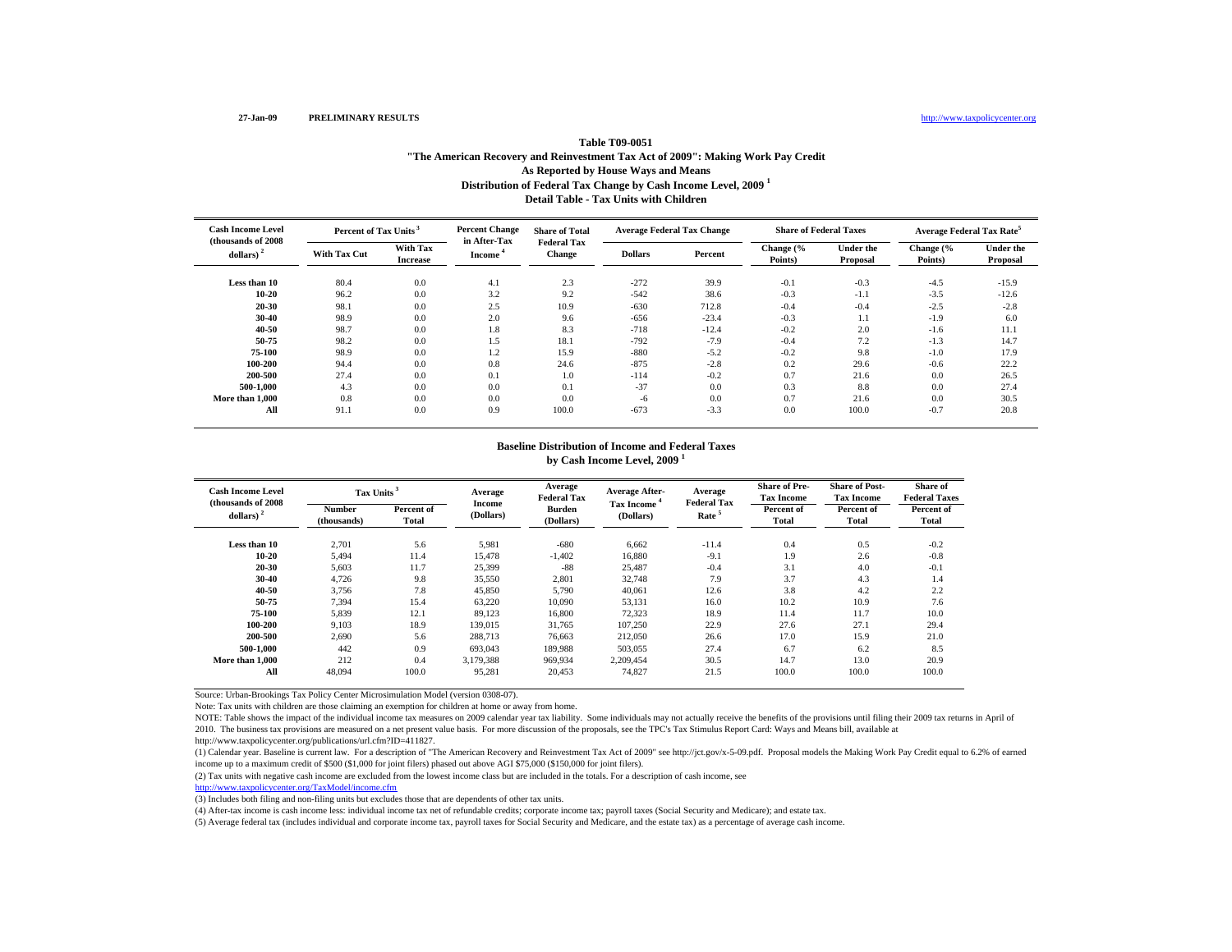27-Jan-09 **PRELIMINARY RESULTS** http://www.taxpolicycenter.org

## Table T09-0051
## "The American Recovery and Reinvestment Tax Act of 2009": Making Work Pay Credit
## As Reported by House Ways and Means
## Distribution of Federal Tax Change by Cash Income Level, 2009 [1]
## Detail Table - Tax Units with Children

| Cash Income Level (thousands of 2008 dollars) [2] | Percent of Tax Units [3] | | Percent Change in After-Tax Income [4] | Share of Total Federal Tax Change | Average Federal Tax Change | | Share of Federal Taxes | | Average Federal Tax Rate [5] | |
|---|---|---|---|---|---|---|---|---|---|---|
| | With Tax Cut | With Tax Increase | | | Dollars | Percent | Change (% Points) | Under the Proposal | Change (% Points) | Under the Proposal |
| Less than 10 | 80.4 | 0.0 | 4.1 | 2.3 | -272 | 39.9 | -0.1 | -0.3 | -4.5 | -15.9 |
| 10-20 | 96.2 | 0.0 | 3.2 | 9.2 | -542 | 38.6 | -0.3 | -1.1 | -3.5 | -12.6 |
| 20-30 | 98.1 | 0.0 | 2.5 | 10.9 | -630 | 712.8 | -0.4 | -0.4 | -2.5 | -2.8 |
| 30-40 | 98.9 | 0.0 | 2.0 | 9.6 | -656 | -23.4 | -0.3 | 1.1 | -1.9 | 6.0 |
| 40-50 | 98.7 | 0.0 | 1.8 | 8.3 | -718 | -12.4 | -0.2 | 2.0 | -1.6 | 11.1 |
| 50-75 | 98.2 | 0.0 | 1.5 | 18.1 | -792 | -7.9 | -0.4 | 7.2 | -1.3 | 14.7 |
| 75-100 | 98.9 | 0.0 | 1.2 | 15.9 | -880 | -5.2 | -0.2 | 9.8 | -1.0 | 17.9 |
| 100-200 | 94.4 | 0.0 | 0.8 | 24.6 | -875 | -2.8 | 0.2 | 29.6 | -0.6 | 22.2 |
| 200-500 | 27.4 | 0.0 | 0.1 | 1.0 | -114 | -0.2 | 0.7 | 21.6 | 0.0 | 26.5 |
| 500-1,000 | 4.3 | 0.0 | 0.0 | 0.1 | -37 | 0.0 | 0.3 | 8.8 | 0.0 | 27.4 |
| More than 1,000 | 0.8 | 0.0 | 0.0 | 0.0 | -6 | 0.0 | 0.7 | 21.6 | 0.0 | 30.5 |
| All | 91.1 | 0.0 | 0.9 | 100.0 | -673 | -3.3 | 0.0 | 100.0 | -0.7 | 20.8 |

### Baseline Distribution of Income and Federal Taxes by Cash Income Level, 2009 [1]

| Cash Income Level (thousands of 2008 dollars) [2] | Tax Units [3] | | Average Income (Dollars) | Average Federal Tax Burden (Dollars) | Average After-Tax Income [4] (Dollars) | Average Federal Tax Rate [5] | Share of Pre-Tax Income | Share of Post-Tax Income | Share of Federal Taxes |
|---|---|---|---|---|---|---|---|---|---|
| | Number (thousands) | Percent of Total | | | | | Percent of Total | Percent of Total | Percent of Total |
| Less than 10 | 2,701 | 5.6 | 5,981 | -680 | 6,662 | -11.4 | 0.4 | 0.5 | -0.2 |
| 10-20 | 5,494 | 11.4 | 15,478 | -1,402 | 16,880 | -9.1 | 1.9 | 2.6 | -0.8 |
| 20-30 | 5,603 | 11.7 | 25,399 | -88 | 25,487 | -0.4 | 3.1 | 4.0 | -0.1 |
| 30-40 | 4,726 | 9.8 | 35,550 | 2,801 | 32,748 | 7.9 | 3.7 | 4.3 | 1.4 |
| 40-50 | 3,756 | 7.8 | 45,850 | 5,790 | 40,061 | 12.6 | 3.8 | 4.2 | 2.2 |
| 50-75 | 7,394 | 15.4 | 63,220 | 10,090 | 53,131 | 16.0 | 10.2 | 10.9 | 7.6 |
| 75-100 | 5,839 | 12.1 | 89,123 | 16,800 | 72,323 | 18.9 | 11.4 | 11.7 | 10.0 |
| 100-200 | 9,103 | 18.9 | 139,015 | 31,765 | 107,250 | 22.9 | 27.6 | 27.1 | 29.4 |
| 200-500 | 2,690 | 5.6 | 288,713 | 76,663 | 212,050 | 26.6 | 17.0 | 15.9 | 21.0 |
| 500-1,000 | 442 | 0.9 | 693,043 | 189,988 | 503,055 | 27.4 | 6.7 | 6.2 | 8.5 |
| More than 1,000 | 212 | 0.4 | 3,179,388 | 969,934 | 2,209,454 | 30.5 | 14.7 | 13.0 | 20.9 |
| All | 48,094 | 100.0 | 95,281 | 20,453 | 74,827 | 21.5 | 100.0 | 100.0 | 100.0 |

Source: Urban-Brookings Tax Policy Center Microsimulation Model (version 0308-07).

Note: Tax units with children are those claiming an exemption for children at home or away from home.

NOTE: Table shows the impact of the individual income tax measures on 2009 calendar year tax liability. Some individuals may not actually receive the benefits of the provisions until filing their 2009 tax returns in April of 2010. The business tax provisions are measured on a net present value basis. For more discussion of the proposals, see the TPC's Tax Stimulus Report Card: Ways and Means bill, available at http://www.taxpolicycenter.org/publications/url.cfm?ID=411827.

(1) Calendar year. Baseline is current law. For a description of "The American Recovery and Reinvestment Tax Act of 2009" see http://jct.gov/x-5-09.pdf. Proposal models the Making Work Pay Credit equal to 6.2% of earned income up to a maximum credit of $500 ($1,000 for joint filers) phased out above AGI $75,000 ($150,000 for joint filers).

(2) Tax units with negative cash income are excluded from the lowest income class but are included in the totals. For a description of cash income, see http://www.taxpolicycenter.org/TaxModel/income.cfm

(3) Includes both filing and non-filing units but excludes those that are dependents of other tax units.

(4) After-tax income is cash income less: individual income tax net of refundable credits; corporate income tax; payroll taxes (Social Security and Medicare); and estate tax.

(5) Average federal tax (includes individual and corporate income tax, payroll taxes for Social Security and Medicare, and the estate tax) as a percentage of average cash income.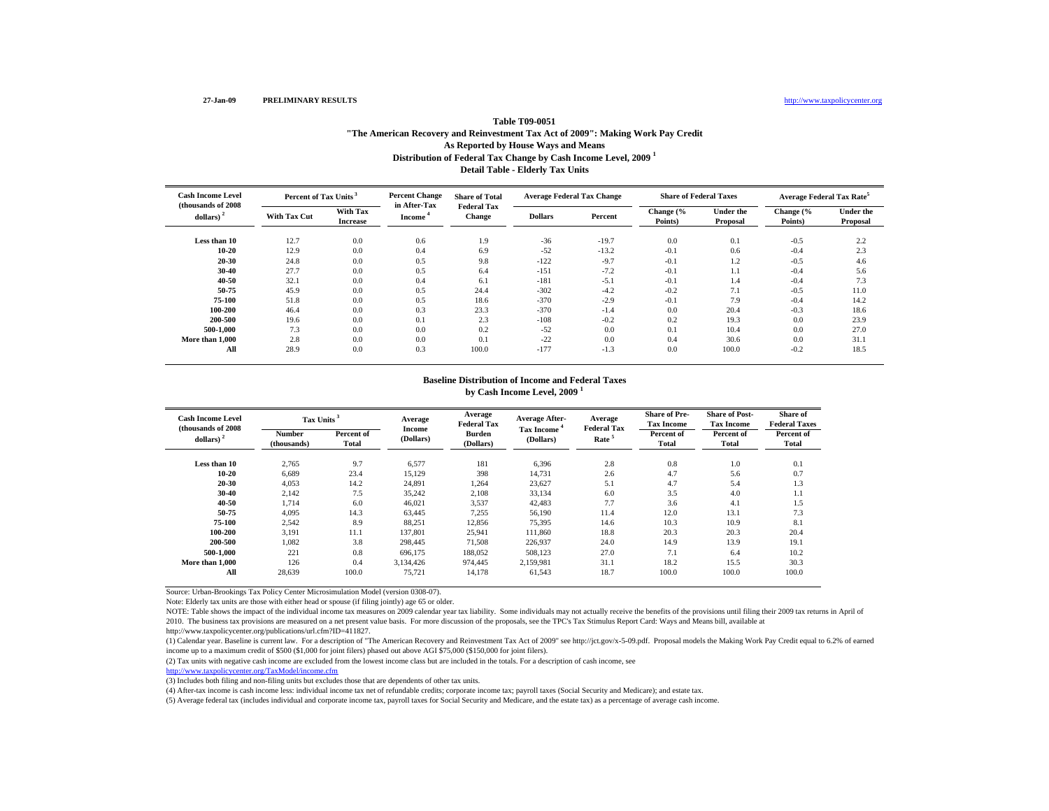27-Jan-09 **PRELIMINARY RESULTS** http://www.taxpolicycenter.org

# Table T09-0051
## "The American Recovery and Reinvestment Tax Act of 2009": Making Work Pay Credit
## As Reported by House Ways and Means
## Distribution of Federal Tax Change by Cash Income Level, 2009 [1]
## Detail Table - Elderly Tax Units

| Cash Income Level (thousands of 2008 dollars) [2] | Percent of Tax Units [3] | | Percent Change in After-Tax Income [4] | Share of Total Federal Tax Change | Average Federal Tax Change | | Share of Federal Taxes | | Average Federal Tax Rate[5] | |
|---|---|---|---|---|---|---|---|---|---|---|
| | With Tax Cut | With Tax Increase | | | Dollars | Percent | Change (% Points) | Under the Proposal | Change (% Points) | Under the Proposal |
| Less than 10 | 12.7 | 0.0 | 0.6 | 1.9 | -36 | -19.7 | 0.0 | 0.1 | -0.5 | 2.2 |
| 10-20 | 12.9 | 0.0 | 0.4 | 6.9 | -52 | -13.2 | -0.1 | 0.6 | -0.4 | 2.3 |
| 20-30 | 24.8 | 0.0 | 0.5 | 9.8 | -122 | -9.7 | -0.1 | 1.2 | -0.5 | 4.6 |
| 30-40 | 27.7 | 0.0 | 0.5 | 6.4 | -151 | -7.2 | -0.1 | 1.1 | -0.4 | 5.6 |
| 40-50 | 32.1 | 0.0 | 0.4 | 6.1 | -181 | -5.1 | -0.1 | 1.4 | -0.4 | 7.3 |
| 50-75 | 45.9 | 0.0 | 0.5 | 24.4 | -302 | -4.2 | -0.2 | 7.1 | -0.5 | 11.0 |
| 75-100 | 51.8 | 0.0 | 0.5 | 18.6 | -370 | -2.9 | -0.1 | 7.9 | -0.4 | 14.2 |
| 100-200 | 46.4 | 0.0 | 0.3 | 23.3 | -370 | -1.4 | 0.0 | 20.4 | -0.3 | 18.6 |
| 200-500 | 19.6 | 0.0 | 0.1 | 2.3 | -108 | -0.2 | 0.2 | 19.3 | 0.0 | 23.9 |
| 500-1,000 | 7.3 | 0.0 | 0.0 | 0.2 | -52 | 0.0 | 0.1 | 10.4 | 0.0 | 27.0 |
| More than 1,000 | 2.8 | 0.0 | 0.0 | 0.1 | -22 | 0.0 | 0.4 | 30.6 | 0.0 | 31.1 |
| All | 28.9 | 0.0 | 0.3 | 100.0 | -177 | -1.3 | 0.0 | 100.0 | -0.2 | 18.5 |

## Baseline Distribution of Income and Federal Taxes
## by Cash Income Level, 2009 [1]

| Cash Income Level (thousands of 2008 dollars) [2] | Tax Units [3] | | Average Income (Dollars) | Average Federal Tax Burden (Dollars) | Average After-Tax Income [4] (Dollars) | Average Federal Tax Rate [5] | Share of Pre-Tax Income | Share of Post-Tax Income | Share of Federal Taxes |
|---|---|---|---|---|---|---|---|---|---|
| | Number (thousands) | Percent of Total | | | | | Percent of Total | Percent of Total | Percent of Total |
| Less than 10 | 2,765 | 9.7 | 6,577 | 181 | 6,396 | 2.8 | 0.8 | 1.0 | 0.1 |
| 10-20 | 6,689 | 23.4 | 15,129 | 398 | 14,731 | 2.6 | 4.7 | 5.6 | 0.7 |
| 20-30 | 4,053 | 14.2 | 24,891 | 1,264 | 23,627 | 5.1 | 4.7 | 5.4 | 1.3 |
| 30-40 | 2,142 | 7.5 | 35,242 | 2,108 | 33,134 | 6.0 | 3.5 | 4.0 | 1.1 |
| 40-50 | 1,714 | 6.0 | 46,021 | 3,537 | 42,483 | 7.7 | 3.6 | 4.1 | 1.5 |
| 50-75 | 4,095 | 14.3 | 63,445 | 7,255 | 56,190 | 11.4 | 12.0 | 13.1 | 7.3 |
| 75-100 | 2,542 | 8.9 | 88,251 | 12,856 | 75,395 | 14.6 | 10.3 | 10.9 | 8.1 |
| 100-200 | 3,191 | 11.1 | 137,801 | 25,941 | 111,860 | 18.8 | 20.3 | 20.3 | 20.4 |
| 200-500 | 1,082 | 3.8 | 298,445 | 71,508 | 226,937 | 24.0 | 14.9 | 13.9 | 19.1 |
| 500-1,000 | 221 | 0.8 | 696,175 | 188,052 | 508,123 | 27.0 | 7.1 | 6.4 | 10.2 |
| More than 1,000 | 126 | 0.4 | 3,134,426 | 974,445 | 2,159,981 | 31.1 | 18.2 | 15.5 | 30.3 |
| All | 28,639 | 100.0 | 75,721 | 14,178 | 61,543 | 18.7 | 100.0 | 100.0 | 100.0 |

Source: Urban-Brookings Tax Policy Center Microsimulation Model (version 0308-07).

Note: Elderly tax units are those with either head or spouse (if filing jointly) age 65 or older.

NOTE: Table shows the impact of the individual income tax measures on 2009 calendar year tax liability. Some individuals may not actually receive the benefits of the provisions until filing their 2009 tax returns in April of 2010. The business tax provisions are measured on a net present value basis. For more discussion of the proposals, see the TPC's Tax Stimulus Report Card: Ways and Means bill, available at http://www.taxpolicycenter.org/publications/url.cfm?ID=411827.

(1) Calendar year. Baseline is current law. For a description of "The American Recovery and Reinvestment Tax Act of 2009" see http://jct.gov/x-5-09.pdf. Proposal models the Making Work Pay Credit equal to 6.2% of earned income up to a maximum credit of $500 ($1,000 for joint filers) phased out above AGI $75,000 ($150,000 for joint filers).

(2) Tax units with negative cash income are excluded from the lowest income class but are included in the totals. For a description of cash income, see http://www.taxpolicycenter.org/TaxModel/income.cfm

(3) Includes both filing and non-filing units but excludes those that are dependents of other tax units.

(4) After-tax income is cash income less: individual income tax net of refundable credits; corporate income tax; payroll taxes (Social Security and Medicare); and estate tax.

(5) Average federal tax (includes individual and corporate income tax, payroll taxes for Social Security and Medicare, and the estate tax) as a percentage of average cash income.